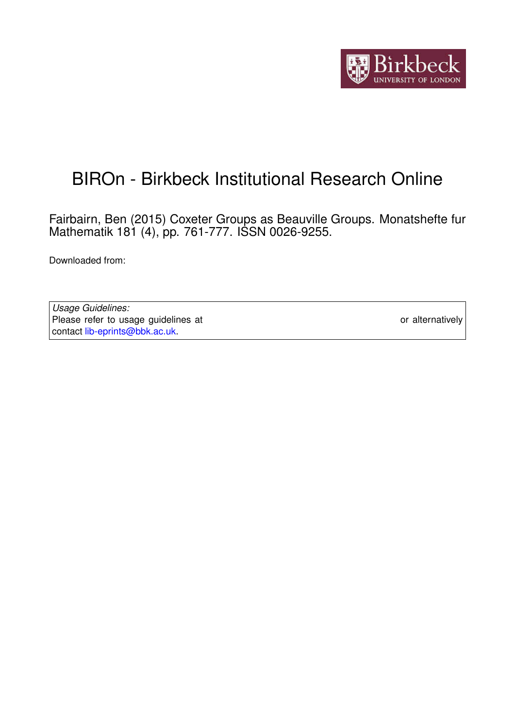# BIROn - Birkbeck Institutional Research Online

Fairbairn, Ben (2015) Coxeter Groups as Beauville Groups. Monatshefte fur Mathematik 181 (4), pp. 761-777. ISSN 0026-9255.

Downloaded from:

*Usage Guidelines:*
Please refer to usage guidelines at or alternatively contact lib-eprints@bbk.ac.uk.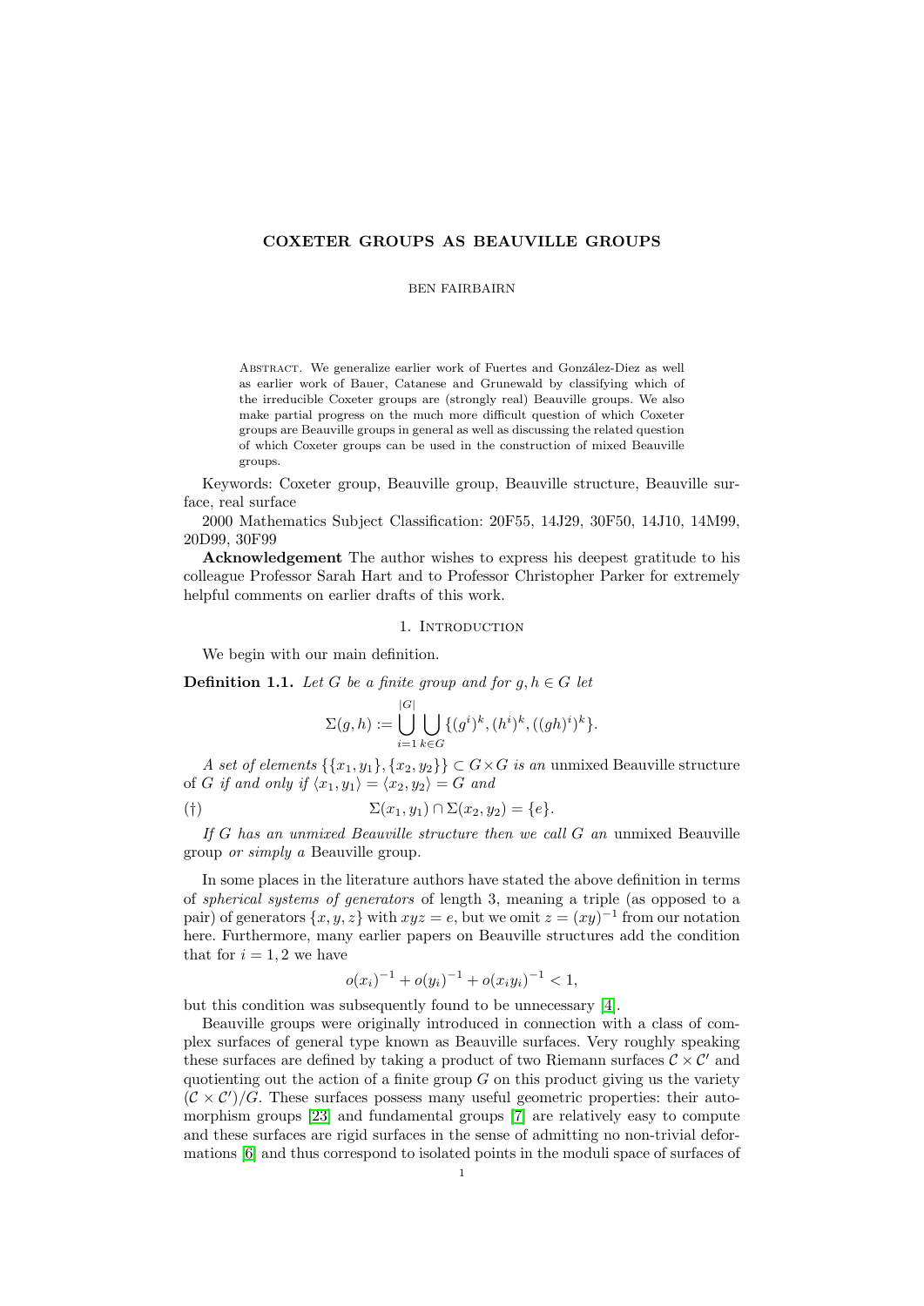**COXETER GROUPS AS BEAUVILLE GROUPS**

BEN FAIRBAIRN

Abstract. We generalize earlier work of Fuertes and González-Diez as well as earlier work of Bauer, Catanese and Grunewald by classifying which of the irreducible Coxeter groups are (strongly real) Beauville groups. We also make partial progress on the much more difficult question of which Coxeter groups are Beauville groups in general as well as discussing the related question of which Coxeter groups can be used in the construction of mixed Beauville groups.

Keywords: Coxeter group, Beauville group, Beauville structure, Beauville surface, real surface

2000 Mathematics Subject Classification: 20F55, 14J29, 30F50, 14J10, 14M99, 20D99, 30F99

**Acknowledgement** The author wishes to express his deepest gratitude to his colleague Professor Sarah Hart and to Professor Christopher Parker for extremely helpful comments on earlier drafts of this work.

## 1. Introduction

We begin with our main definition.

**Definition 1.1.** *Let $G$ be a finite group and for $g, h \in G$ let*

$$\Sigma(g,h) := \bigcup_{i=1}^{|G|} \bigcup_{k \in G} \{(g^i)^k, (h^i)^k, ((gh)^i)^k\}.$$

*A set of elements $\{\{x_1, y_1\}, \{x_2, y_2\}\} \subset G \times G$ is an* unmixed Beauville structure *of $G$ if and only if $\langle x_1, y_1 \rangle = \langle x_2, y_2 \rangle = G$ and*

$$(\dagger) \qquad \Sigma(x_1, y_1) \cap \Sigma(x_2, y_2) = \{e\}.$$

*If $G$ has an unmixed Beauville structure then we call $G$ an* unmixed Beauville group *or simply a* Beauville group.

In some places in the literature authors have stated the above definition in terms of *spherical systems of generators* of length 3, meaning a triple (as opposed to a pair) of generators $\{x, y, z\}$ with $xyz = e$, but we omit $z = (xy)^{-1}$ from our notation here. Furthermore, many earlier papers on Beauville structures add the condition that for $i = 1, 2$ we have

$$o(x_i)^{-1} + o(y_i)^{-1} + o(x_i y_i)^{-1} < 1,$$

but this condition was subsequently found to be unnecessary [4].

Beauville groups were originally introduced in connection with a class of complex surfaces of general type known as Beauville surfaces. Very roughly speaking these surfaces are defined by taking a product of two Riemann surfaces $\mathcal{C} \times \mathcal{C}'$ and quotienting out the action of a finite group $G$ on this product giving us the variety $(\mathcal{C} \times \mathcal{C}')/G$. These surfaces possess many useful geometric properties: their automorphism groups [23] and fundamental groups [7] are relatively easy to compute and these surfaces are rigid surfaces in the sense of admitting no non-trivial deformations [6] and thus correspond to isolated points in the moduli space of surfaces of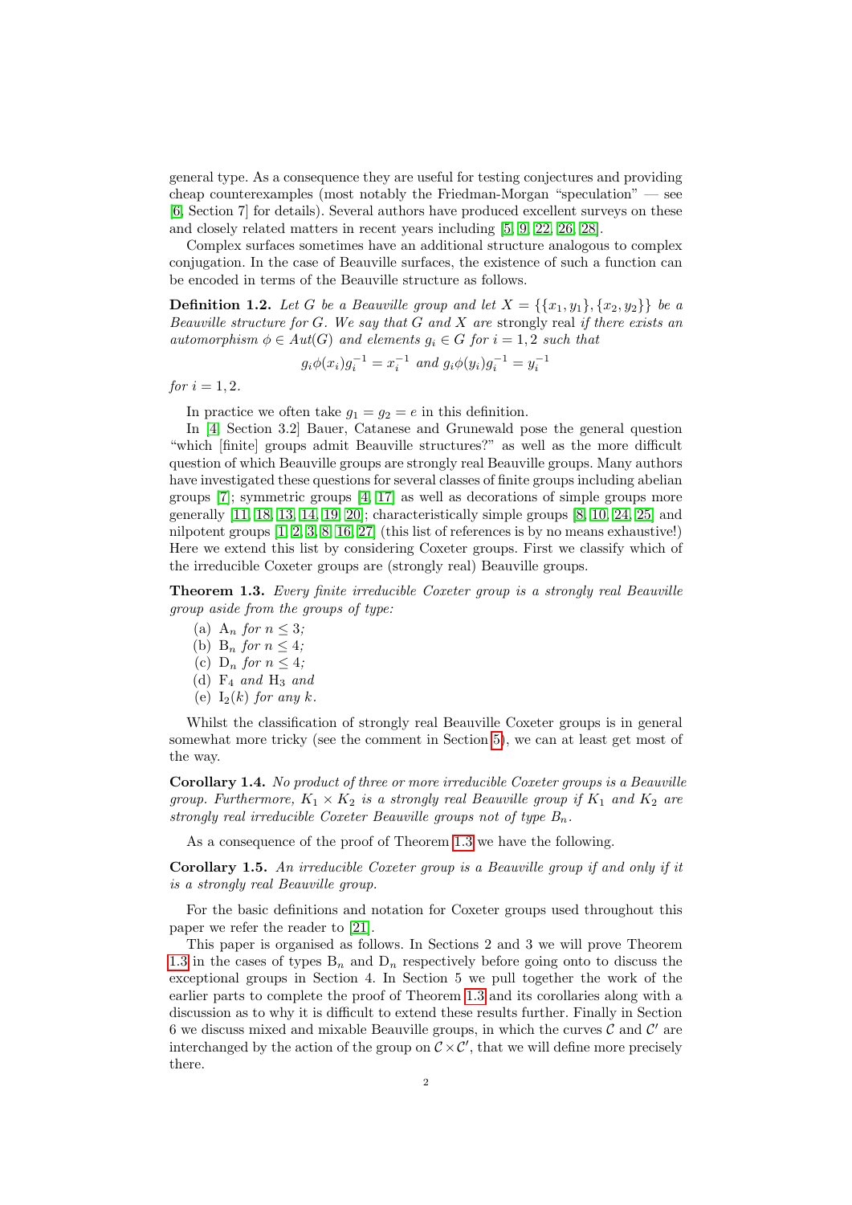general type. As a consequence they are useful for testing conjectures and providing cheap counterexamples (most notably the Friedman-Morgan "speculation" — see [6, Section 7] for details). Several authors have produced excellent surveys on these and closely related matters in recent years including [5, 9, 22, 26, 28].

Complex surfaces sometimes have an additional structure analogous to complex conjugation. In the case of Beauville surfaces, the existence of such a function can be encoded in terms of the Beauville structure as follows.

**Definition 1.2.** *Let $G$ be a Beauville group and let $X = \{\{x_1, y_1\}, \{x_2, y_2\}\}$ be a Beauville structure for $G$. We say that $G$ and $X$ are* strongly real *if there exists an automorphism $\phi \in Aut(G)$ and elements $g_i \in G$ for $i = 1, 2$ such that*

$$g_i\phi(x_i)g_i^{-1} = x_i^{-1} \text{ and } g_i\phi(y_i)g_i^{-1} = y_i^{-1}$$

*for $i = 1, 2$.*

In practice we often take $g_1 = g_2 = e$ in this definition.

In [4, Section 3.2] Bauer, Catanese and Grunewald pose the general question "which [finite] groups admit Beauville structures?" as well as the more difficult question of which Beauville groups are strongly real Beauville groups. Many authors have investigated these questions for several classes of finite groups including abelian groups [7]; symmetric groups [4, 17] as well as decorations of simple groups more generally [11, 18, 13, 14, 19, 20]; characteristically simple groups [8, 10, 24, 25] and nilpotent groups [1, 2, 3, 8, 16, 27] (this list of references is by no means exhaustive!) Here we extend this list by considering Coxeter groups. First we classify which of the irreducible Coxeter groups are (strongly real) Beauville groups.

**Theorem 1.3.** *Every finite irreducible Coxeter group is a strongly real Beauville group aside from the groups of type:*

(a) $\mathrm{A}_n$ *for $n \leq 3$;*
(b) $\mathrm{B}_n$ *for $n \leq 4$;*
(c) $\mathrm{D}_n$ *for $n \leq 4$;*
(d) $\mathrm{F}_4$ *and* $\mathrm{H}_3$ *and*
(e) $\mathrm{I}_2(k)$ *for any $k$.*

Whilst the classification of strongly real Beauville Coxeter groups is in general somewhat more tricky (see the comment in Section 5), we can at least get most of the way.

**Corollary 1.4.** *No product of three or more irreducible Coxeter groups is a Beauville group. Furthermore, $K_1 \times K_2$ is a strongly real Beauville group if $K_1$ and $K_2$ are strongly real irreducible Coxeter Beauville groups not of type $B_n$.*

As a consequence of the proof of Theorem 1.3 we have the following.

**Corollary 1.5.** *An irreducible Coxeter group is a Beauville group if and only if it is a strongly real Beauville group.*

For the basic definitions and notation for Coxeter groups used throughout this paper we refer the reader to [21].

This paper is organised as follows. In Sections 2 and 3 we will prove Theorem 1.3 in the cases of types $\mathrm{B}_n$ and $\mathrm{D}_n$ respectively before going onto to discuss the exceptional groups in Section 4. In Section 5 we pull together the work of the earlier parts to complete the proof of Theorem 1.3 and its corollaries along with a discussion as to why it is difficult to extend these results further. Finally in Section 6 we discuss mixed and mixable Beauville groups, in which the curves $\mathcal{C}$ and $\mathcal{C}'$ are interchanged by the action of the group on $\mathcal{C} \times \mathcal{C}'$, that we will define more precisely there.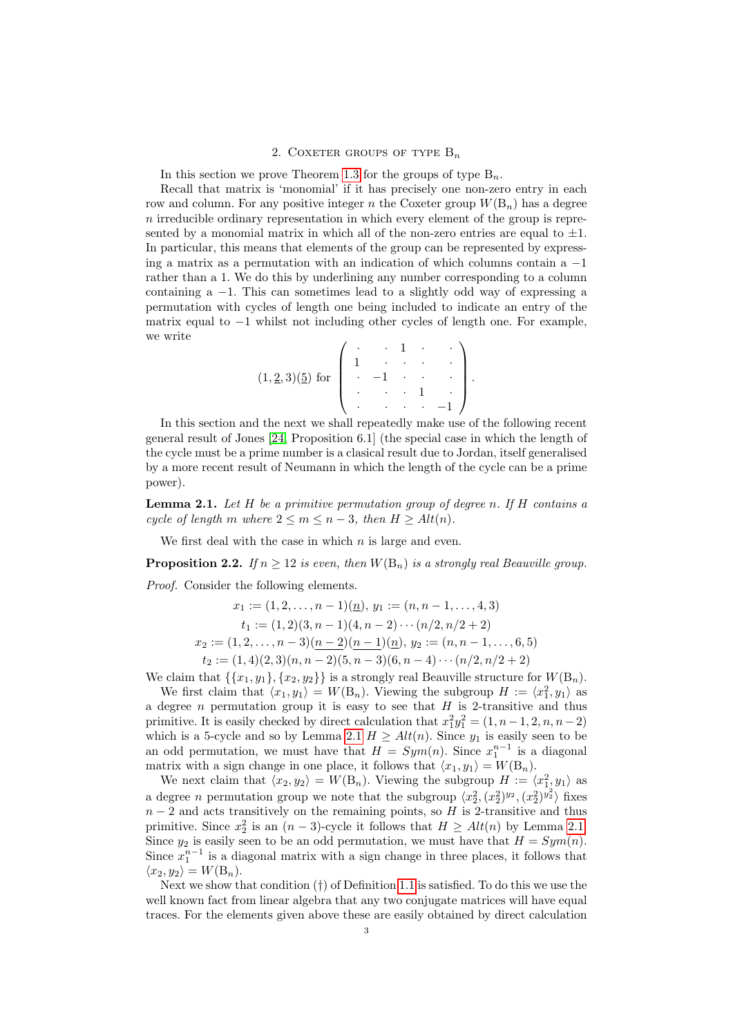## 2. Coxeter groups of type $B_n$

In this section we prove Theorem 1.3 for the groups of type $B_n$.

Recall that matrix is 'monomial' if it has precisely one non-zero entry in each row and column. For any positive integer $n$ the Coxeter group $W(B_n)$ has a degree $n$ irreducible ordinary representation in which every element of the group is represented by a monomial matrix in which all of the non-zero entries are equal to $\pm 1$. In particular, this means that elements of the group can be represented by expressing a matrix as a permutation with an indication of which columns contain a $-1$ rather than a 1. We do this by underlining any number corresponding to a column containing a $-1$. This can sometimes lead to a slightly odd way of expressing a permutation with cycles of length one being included to indicate an entry of the matrix equal to $-1$ whilst not including other cycles of length one. For example, we write

$$(1, \underline{2}, 3)(\underline{5}) \text{ for } \left( \begin{array}{ccccc} \cdot & \cdot & 1 & \cdot & \cdot \\ 1 & \cdot & \cdot & \cdot & \cdot \\ \cdot & -1 & \cdot & \cdot & \cdot \\ \cdot & \cdot & \cdot & 1 & \cdot \\ \cdot & \cdot & \cdot & \cdot & -1 \end{array} \right).$$

In this section and the next we shall repeatedly make use of the following recent general result of Jones [24, Proposition 6.1] (the special case in which the length of the cycle must be a prime number is a clasical result due to Jordan, itself generalised by a more recent result of Neumann in which the length of the cycle can be a prime power).

**Lemma 2.1.** *Let $H$ be a primitive permutation group of degree $n$. If $H$ contains a cycle of length $m$ where $2 \leq m \leq n-3$, then $H \geq Alt(n)$.*

We first deal with the case in which $n$ is large and even.

**Proposition 2.2.** *If $n \geq 12$ is even, then $W(B_n)$ is a strongly real Beauville group.*

*Proof.* Consider the following elements.

$$x_1 := (1, 2, \dots, n-1)(\underline{n}),\ y_1 := (n, n-1, \dots, 4, 3)$$
$$t_1 := (1, 2)(3, n-1)(4, n-2) \cdots (n/2, n/2+2)$$
$$x_2 := (1, 2, \dots, n-3)(\underline{n-2})(\underline{n-1})(\underline{n}),\ y_2 := (n, n-1, \dots, 6, 5)$$
$$t_2 := (1, 4)(2, 3)(n, n-2)(5, n-3)(6, n-4) \cdots (n/2, n/2+2)$$

We claim that $\{\{x_1, y_1\}, \{x_2, y_2\}\}$ is a strongly real Beauville structure for $W(B_n)$.

We first claim that $\langle x_1, y_1 \rangle = W(B_n)$. Viewing the subgroup $H := \langle x_1^2, y_1 \rangle$ as a degree $n$ permutation group it is easy to see that $H$ is 2-transitive and thus primitive. It is easily checked by direct calculation that $x_1^2 y_1^2 = (1, n-1, 2, n, n-2)$ which is a 5-cycle and so by Lemma 2.1 $H \geq Alt(n)$. Since $y_1$ is easily seen to be an odd permutation, we must have that $H = Sym(n)$. Since $x_1^{n-1}$ is a diagonal matrix with a sign change in one place, it follows that $\langle x_1, y_1 \rangle = W(B_n)$.

We next claim that $\langle x_2, y_2 \rangle = W(B_n)$. Viewing the subgroup $H := \langle x_1^2, y_1 \rangle$ as a degree $n$ permutation group we note that the subgroup $\langle x_2^2, (x_2^2)^{y_2}, (x_2^2)^{y_2^2} \rangle$ fixes $n-2$ and acts transitively on the remaining points, so $H$ is 2-transitive and thus primitive. Since $x_2^2$ is an $(n-3)$-cycle it follows that $H \geq Alt(n)$ by Lemma 2.1. Since $y_2$ is easily seen to be an odd permutation, we must have that $H = Sym(n)$. Since $x_1^{n-1}$ is a diagonal matrix with a sign change in three places, it follows that $\langle x_2, y_2 \rangle = W(B_n)$.

Next we show that condition (†) of Definition 1.1 is satisfied. To do this we use the well known fact from linear algebra that any two conjugate matrices will have equal traces. For the elements given above these are easily obtained by direct calculation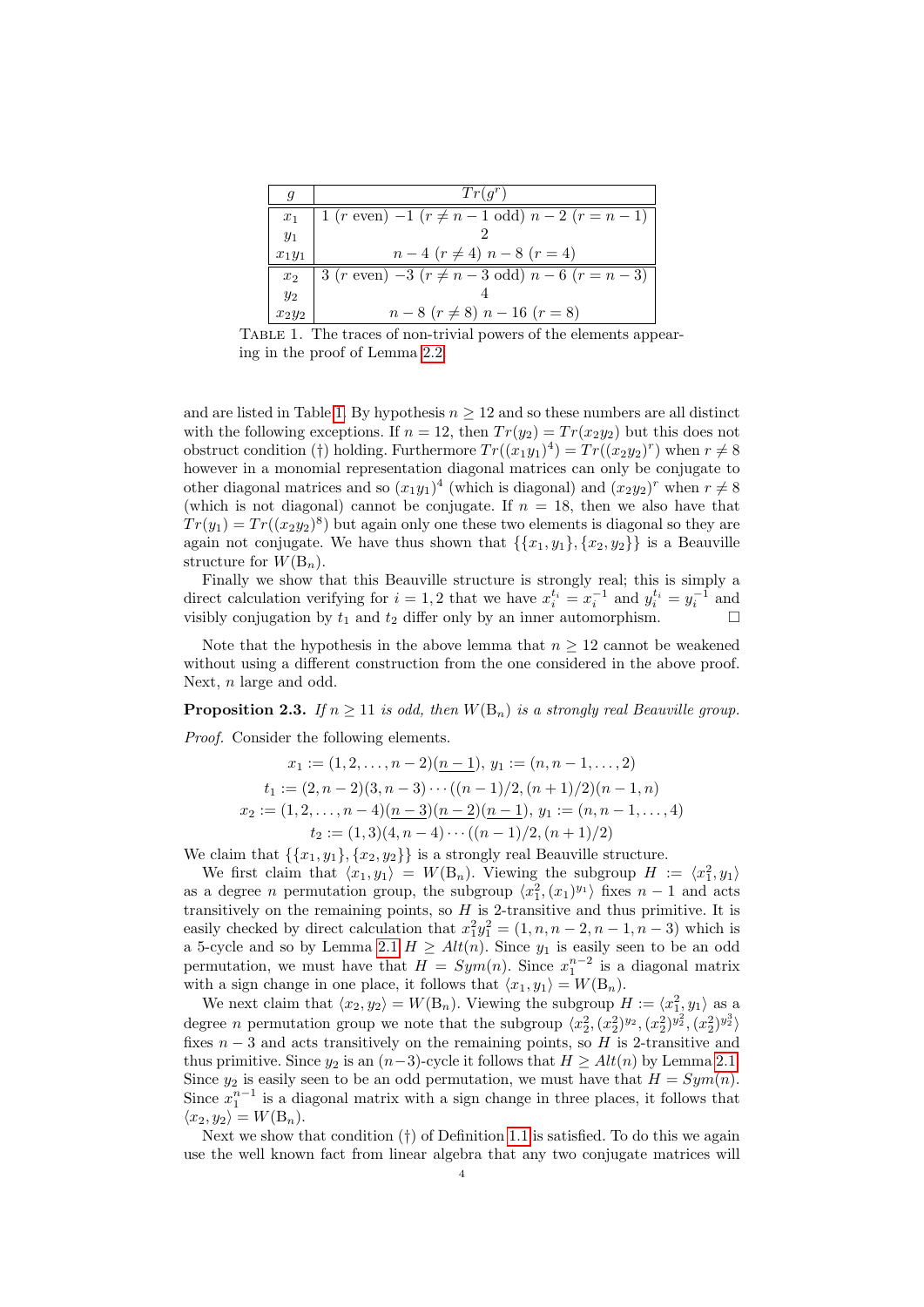| $g$ | $Tr(g^r)$ |
|---|---|
| $x_1$ | $1$ ($r$ even) $-1$ ($r \neq n-1$ odd) $n-2$ ($r = n-1$) |
| $y_1$ | $2$ |
| $x_1y_1$ | $n-4$ ($r \neq 4$) $n-8$ ($r = 4$) |
| $x_2$ | $3$ ($r$ even) $-3$ ($r \neq n-3$ odd) $n-6$ ($r = n-3$) |
| $y_2$ | $4$ |
| $x_2y_2$ | $n-8$ ($r \neq 8$) $n-16$ ($r = 8$) |

Table 1. The traces of non-trivial powers of the elements appearing in the proof of Lemma 2.2

and are listed in Table 1. By hypothesis $n \geq 12$ and so these numbers are all distinct with the following exceptions. If $n = 12$, then $Tr(y_2) = Tr(x_2y_2)$ but this does not obstruct condition (†) holding. Furthermore $Tr((x_1y_1)^4) = Tr((x_2y_2)^r)$ when $r \neq 8$ however in a monomial representation diagonal matrices can only be conjugate to other diagonal matrices and so $(x_1y_1)^4$ (which is diagonal) and $(x_2y_2)^r$ when $r \neq 8$ (which is not diagonal) cannot be conjugate. If $n = 18$, then we also have that $Tr(y_1) = Tr((x_2y_2)^8)$ but again only one these two elements is diagonal so they are again not conjugate. We have thus shown that $\{\{x_1, y_1\}, \{x_2, y_2\}\}$ is a Beauville structure for $W(\mathrm{B}_n)$.

Finally we show that this Beauville structure is strongly real; this is simply a direct calculation verifying for $i = 1, 2$ that we have $x_i^{t_i} = x_i^{-1}$ and $y_i^{t_i} = y_i^{-1}$ and visibly conjugation by $t_1$ and $t_2$ differ only by an inner automorphism. $\square$

Note that the hypothesis in the above lemma that $n \geq 12$ cannot be weakened without using a different construction from the one considered in the above proof. Next, $n$ large and odd.

**Proposition 2.3.** *If $n \geq 11$ is odd, then $W(\mathrm{B}_n)$ is a strongly real Beauville group.*

*Proof.* Consider the following elements.

$$x_1 := (1, 2, \ldots, n-2)(\underline{n-1}),\ y_1 := (n, n-1, \ldots, 2)$$

$$t_1 := (2, n-2)(3, n-3) \cdots ((n-1)/2, (n+1)/2)(n-1, n)$$

$$x_2 := (1, 2, \ldots, n-4)(\underline{n-3})(\underline{n-2})(\underline{n-1}),\ y_1 := (n, n-1, \ldots, 4)$$

$$t_2 := (1, 3)(4, n-4) \cdots ((n-1)/2, (n+1)/2)$$

We claim that $\{\{x_1, y_1\}, \{x_2, y_2\}\}$ is a strongly real Beauville structure.

We first claim that $\langle x_1, y_1 \rangle = W(\mathrm{B}_n)$. Viewing the subgroup $H := \langle x_1^2, y_1 \rangle$ as a degree $n$ permutation group, the subgroup $\langle x_1^2, (x_1)^{y_1} \rangle$ fixes $n-1$ and acts transitively on the remaining points, so $H$ is 2-transitive and thus primitive. It is easily checked by direct calculation that $x_1^2 y_1^2 = (1, n, n-2, n-1, n-3)$ which is a 5-cycle and so by Lemma 2.1 $H \geq Alt(n)$. Since $y_1$ is easily seen to be an odd permutation, we must have that $H = Sym(n)$. Since $x_1^{n-2}$ is a diagonal matrix with a sign change in one place, it follows that $\langle x_1, y_1 \rangle = W(\mathrm{B}_n)$.

We next claim that $\langle x_2, y_2 \rangle = W(\mathrm{B}_n)$. Viewing the subgroup $H := \langle x_1^2, y_1 \rangle$ as a degree $n$ permutation group we note that the subgroup $\langle x_2^2, (x_2^2)^{y_2}, (x_2^2)^{y_2^2}, (x_2^2)^{y_2^3} \rangle$ fixes $n-3$ and acts transitively on the remaining points, so $H$ is 2-transitive and thus primitive. Since $y_2$ is an $(n-3)$-cycle it follows that $H \geq Alt(n)$ by Lemma 2.1. Since $y_2$ is easily seen to be an odd permutation, we must have that $H = Sym(n)$. Since $x_1^{n-1}$ is a diagonal matrix with a sign change in three places, it follows that $\langle x_2, y_2 \rangle = W(\mathrm{B}_n)$.

Next we show that condition (†) of Definition 1.1 is satisfied. To do this we again use the well known fact from linear algebra that any two conjugate matrices will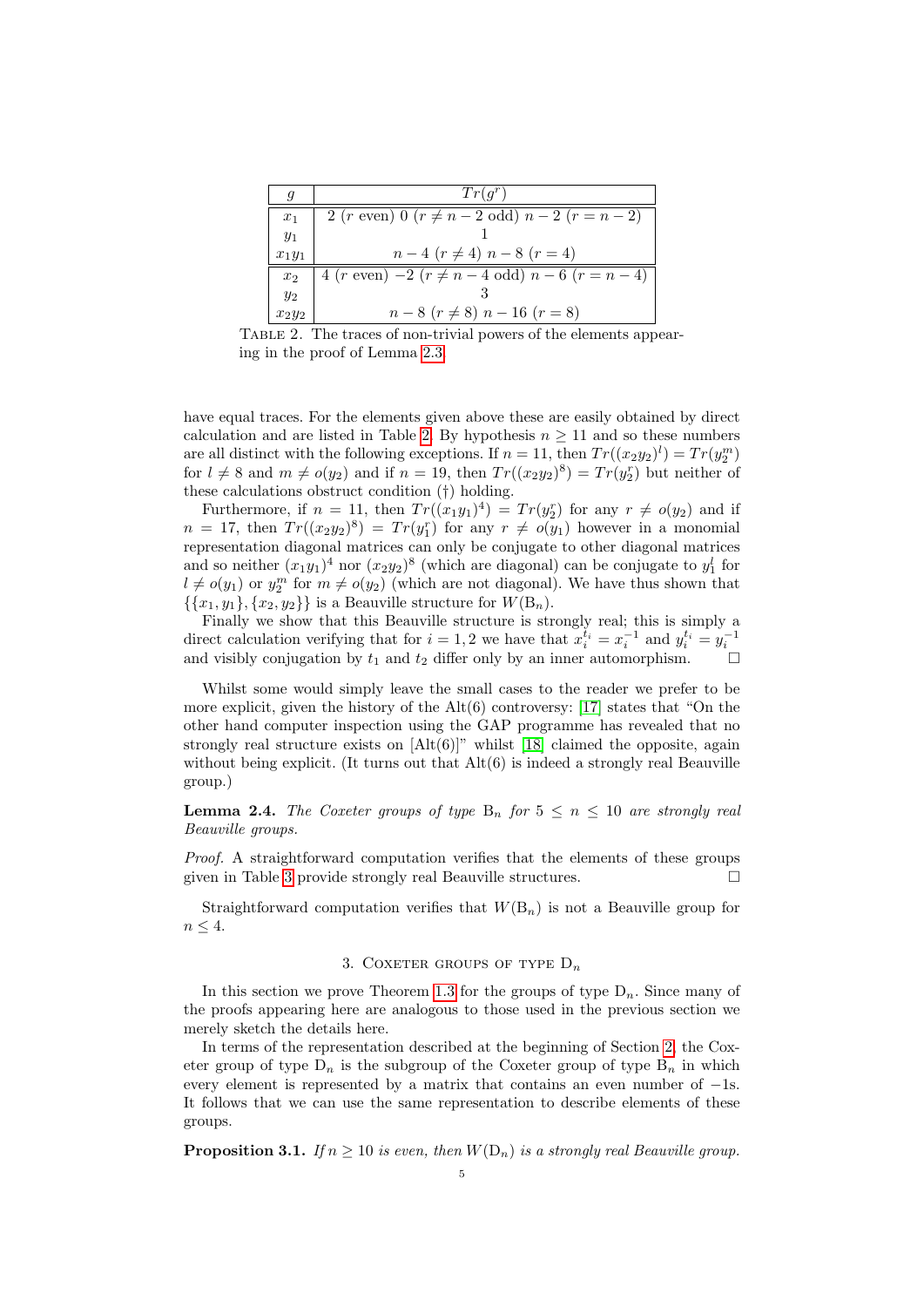| $g$ | $Tr(g^r)$ |
|---|---|
| $x_1$ | 2 ($r$ even) 0 ($r \neq n-2$ odd) $n-2$ ($r = n-2$) |
| $y_1$ | 1 |
| $x_1y_1$ | $n-4$ ($r \neq 4$) $n-8$ ($r = 4$) |
| $x_2$ | 4 ($r$ even) $-2$ ($r \neq n-4$ odd) $n-6$ ($r = n-4$) |
| $y_2$ | 3 |
| $x_2y_2$ | $n-8$ ($r \neq 8$) $n-16$ ($r = 8$) |

Table 2. The traces of non-trivial powers of the elements appearing in the proof of Lemma 2.3

have equal traces. For the elements given above these are easily obtained by direct calculation and are listed in Table 2. By hypothesis $n \geq 11$ and so these numbers are all distinct with the following exceptions. If $n = 11$, then $Tr((x_2y_2)^l) = Tr(y_2^m)$ for $l \neq 8$ and $m \neq o(y_2)$ and if $n = 19$, then $Tr((x_2y_2)^8) = Tr(y_2^r)$ but neither of these calculations obstruct condition (†) holding.

Furthermore, if $n = 11$, then $Tr((x_1y_1)^4) = Tr(y_2^r)$ for any $r \neq o(y_2)$ and if $n = 17$, then $Tr((x_2y_2)^8) = Tr(y_1^r)$ for any $r \neq o(y_1)$ however in a monomial representation diagonal matrices can only be conjugate to other diagonal matrices and so neither $(x_1y_1)^4$ nor $(x_2y_2)^8$ (which are diagonal) can be conjugate to $y_1^l$ for $l \neq o(y_1)$ or $y_2^m$ for $m \neq o(y_2)$ (which are not diagonal). We have thus shown that $\{\{x_1, y_1\}, \{x_2, y_2\}\}$ is a Beauville structure for $W(\mathrm{B}_n)$.

Finally we show that this Beauville structure is strongly real; this is simply a direct calculation verifying that for $i = 1, 2$ we have that $x_i^{t_i} = x_i^{-1}$ and $y_i^{t_i} = y_i^{-1}$ and visibly conjugation by $t_1$ and $t_2$ differ only by an inner automorphism. □

Whilst some would simply leave the small cases to the reader we prefer to be more explicit, given the history of the Alt(6) controversy: [17] states that "On the other hand computer inspection using the GAP programme has revealed that no strongly real structure exists on [Alt(6)]" whilst [18] claimed the opposite, again without being explicit. (It turns out that Alt(6) is indeed a strongly real Beauville group.)

**Lemma 2.4.** *The Coxeter groups of type* $\mathrm{B}_n$ *for* $5 \leq n \leq 10$ *are strongly real Beauville groups.*

*Proof.* A straightforward computation verifies that the elements of these groups given in Table 3 provide strongly real Beauville structures. □

Straightforward computation verifies that $W(\mathrm{B}_n)$ is not a Beauville group for $n \leq 4$.

## 3. Coxeter groups of type $\mathrm{D}_n$

In this section we prove Theorem 1.3 for the groups of type $\mathrm{D}_n$. Since many of the proofs appearing here are analogous to those used in the previous section we merely sketch the details here.

In terms of the representation described at the beginning of Section 2, the Coxeter group of type $\mathrm{D}_n$ is the subgroup of the Coxeter group of type $\mathrm{B}_n$ in which every element is represented by a matrix that contains an even number of $-1$s. It follows that we can use the same representation to describe elements of these groups.

**Proposition 3.1.** *If* $n \geq 10$ *is even, then* $W(\mathrm{D}_n)$ *is a strongly real Beauville group.*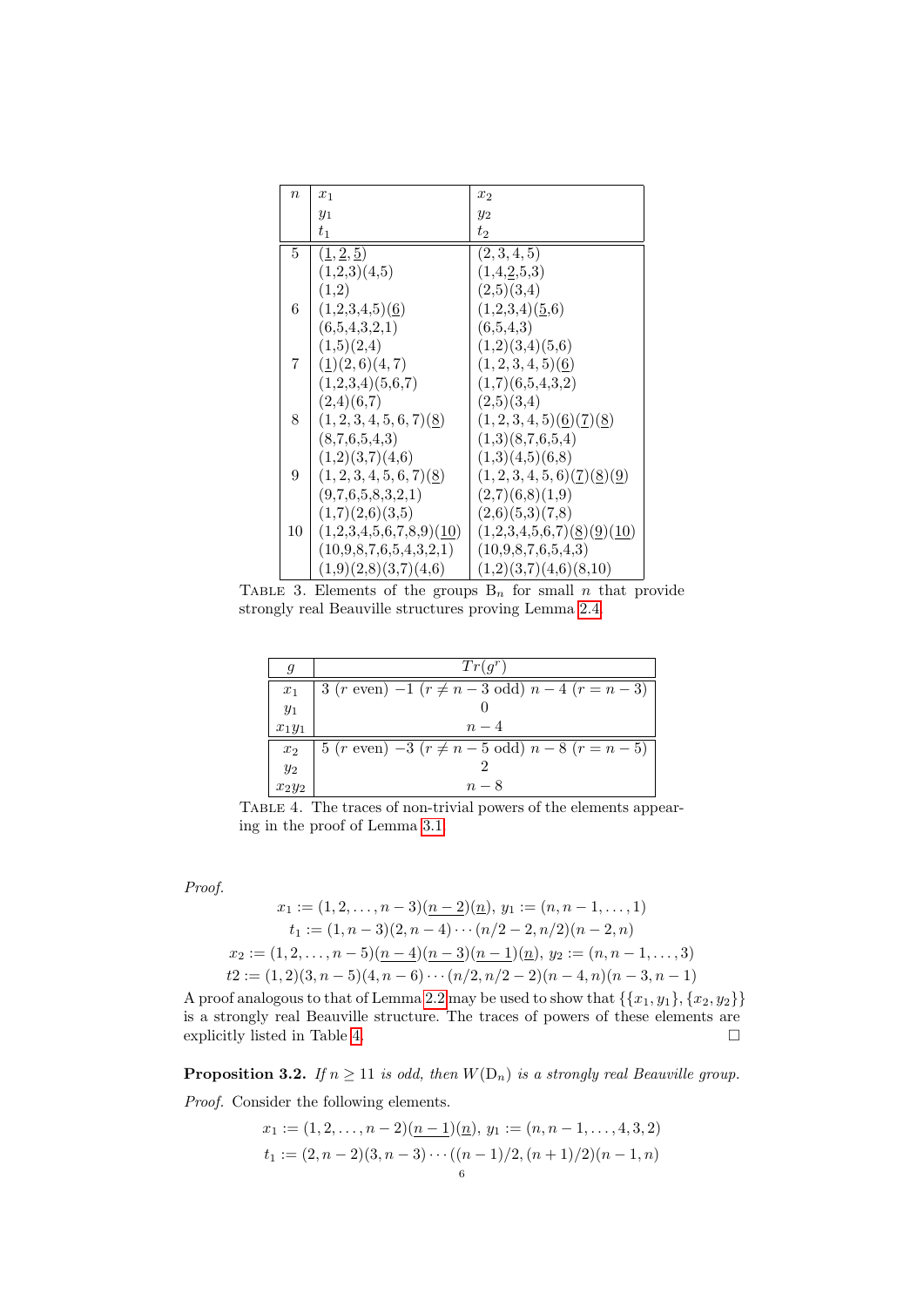| $n$ | $x_1$ / $y_1$ / $t_1$ | $x_2$ / $y_2$ / $t_2$ |
|---|---|---|
| 5 | $(\underline{1},\underline{2},\underline{5})$ | $(2,3,4,5)$ |
| | (1,2,3)(4,5) | $(1,4,\underline{2},5,3)$ |
| | (1,2) | (2,5)(3,4) |
| 6 | $(1,2,3,4,5)(\underline{6})$ | $(1,2,3,4)(\underline{5},6)$ |
| | (6,5,4,3,2,1) | (6,5,4,3) |
| | (1,5)(2,4) | (1,2)(3,4)(5,6) |
| 7 | $(\underline{1})(2,6)(4,7)$ | $(1,2,3,4,5)(\underline{6})$ |
| | (1,2,3,4)(5,6,7) | (1,7)(6,5,4,3,2) |
| | (2,4)(6,7) | (2,5)(3,4) |
| 8 | $(1,2,3,4,5,6,7)(\underline{8})$ | $(1,2,3,4,5)(\underline{6})(\underline{7})(\underline{8})$ |
| | (8,7,6,5,4,3) | (1,3)(8,7,6,5,4) |
| | (1,2)(3,7)(4,6) | (1,3)(4,5)(6,8) |
| 9 | $(1,2,3,4,5,6,7)(\underline{8})$ | $(1,2,3,4,5,6)(\underline{7})(\underline{8})(\underline{9})$ |
| | (9,7,6,5,8,3,2,1) | (2,7)(6,8)(1,9) |
| | (1,7)(2,6)(3,5) | (2,6)(5,3)(7,8) |
| 10 | $(1,2,3,4,5,6,7,8,9)(\underline{10})$ | $(1,2,3,4,5,6,7)(\underline{8})(\underline{9})(\underline{10})$ |
| | (10,9,8,7,6,5,4,3,2,1) | (10,9,8,7,6,5,4,3) |
| | (1,9)(2,8)(3,7)(4,6) | (1,2)(3,7)(4,6)(8,10) |

TABLE 3. Elements of the groups $\mathrm{B}_n$ for small $n$ that provide strongly real Beauville structures proving Lemma 2.4.

| $g$ | $Tr(g^r)$ |
|---|---|
| $x_1$ | 3 ($r$ even) $-1$ ($r \neq n-3$ odd) $n-4$ ($r = n-3$) |
| $y_1$ | 0 |
| $x_1y_1$ | $n-4$ |
| $x_2$ | 5 ($r$ even) $-3$ ($r \neq n-5$ odd) $n-8$ ($r = n-5$) |
| $y_2$ | 2 |
| $x_2y_2$ | $n-8$ |

TABLE 4. The traces of non-trivial powers of the elements appearing in the proof of Lemma 3.1.

*Proof.*

$$x_1 := (1,2,\ldots,n-3)(\underline{n-2})(\underline{n}),\ y_1 := (n,n-1,\ldots,1)$$
$$t_1 := (1,n-3)(2,n-4)\cdots(n/2-2,n/2)(n-2,n)$$
$$x_2 := (1,2,\ldots,n-5)(\underline{n-4})(\underline{n-3})(\underline{n-1})(\underline{n}),\ y_2 := (n,n-1,\ldots,3)$$
$$t2 := (1,2)(3,n-5)(4,n-6)\cdots(n/2,n/2-2)(n-4,n)(n-3,n-1)$$

A proof analogous to that of Lemma 2.2 may be used to show that $\{\{x_1,y_1\},\{x_2,y_2\}\}$ is a strongly real Beauville structure. The traces of powers of these elements are explicitly listed in Table 4. □

**Proposition 3.2.** *If $n \geq 11$ is odd, then $W(\mathrm{D}_n)$ is a strongly real Beauville group.*

*Proof.* Consider the following elements.

$$x_1 := (1,2,\ldots,n-2)(\underline{n-1})(\underline{n}),\ y_1 := (n,n-1,\ldots,4,3,2)$$
$$t_1 := (2,n-2)(3,n-3)\cdots((n-1)/2,(n+1)/2)(n-1,n)$$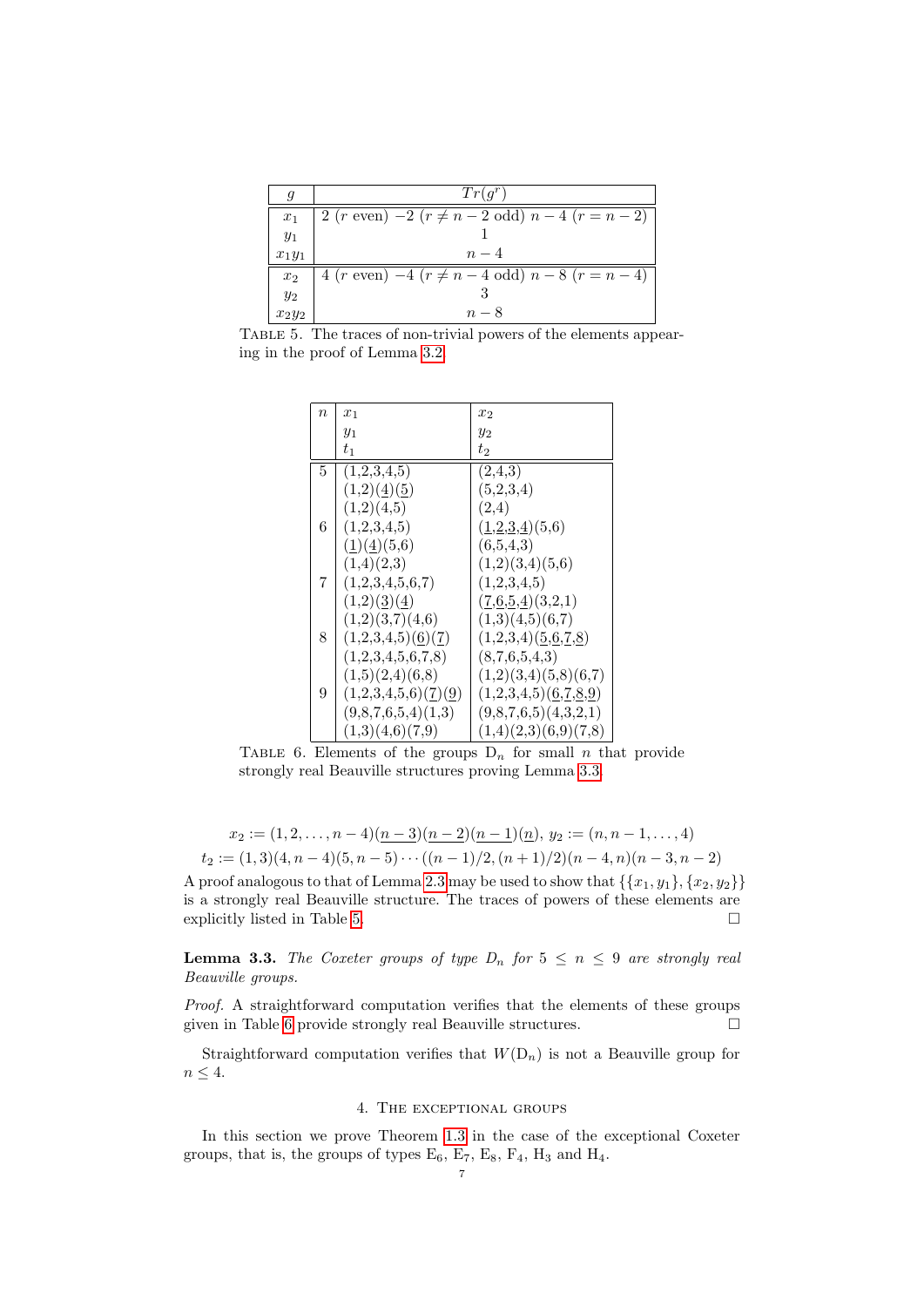| $g$ | $Tr(g^r)$ |
|---|---|
| $x_1$ | 2 ($r$ even) $-2$ ($r \neq n-2$ odd) $n-4$ ($r = n-2$) |
| $y_1$ | 1 |
| $x_1y_1$ | $n-4$ |
| $x_2$ | 4 ($r$ even) $-4$ ($r \neq n-4$ odd) $n-8$ ($r = n-4$) |
| $y_2$ | 3 |
| $x_2y_2$ | $n-8$ |

Table 5. The traces of non-trivial powers of the elements appearing in the proof of Lemma 3.2

| $n$ | $x_1$, $y_1$, $t_1$ | $x_2$, $y_2$, $t_2$ |
|---|---|---|
| 5 | (1,2,3,4,5) | (2,4,3) |
| | (1,2)($\underline{4}$)($\underline{5}$) | (5,2,3,4) |
| | (1,2)(4,5) | (2,4) |
| 6 | (1,2,3,4,5) | ($\underline{1}$,$\underline{2}$,$\underline{3}$,$\underline{4}$)(5,6) |
| | ($\underline{1}$)($\underline{4}$)(5,6) | (6,5,4,3) |
| | (1,4)(2,3) | (1,2)(3,4)(5,6) |
| 7 | (1,2,3,4,5,6,7) | (1,2,3,4,5) |
| | (1,2)($\underline{3}$)($\underline{4}$) | ($\underline{7}$,$\underline{6}$,$\underline{5}$,$\underline{4}$)(3,2,1) |
| | (1,2)(3,7)(4,6) | (1,3)(4,5)(6,7) |
| 8 | (1,2,3,4,5)($\underline{6}$)($\underline{7}$) | (1,2,3,4)($\underline{5}$,$\underline{6}$,$\underline{7}$,$\underline{8}$) |
| | (1,2,3,4,5,6,7,8) | (8,7,6,5,4,3) |
| | (1,5)(2,4)(6,8) | (1,2)(3,4)(5,8)(6,7) |
| 9 | (1,2,3,4,5,6)($\underline{7}$)($\underline{9}$) | (1,2,3,4,5)($\underline{6}$,$\underline{7}$,$\underline{8}$,$\underline{9}$) |
| | (9,8,7,6,5,4)(1,3) | (9,8,7,6,5)(4,3,2,1) |
| | (1,3)(4,6)(7,9) | (1,4)(2,3)(6,9)(7,8) |

Table 6. Elements of the groups $\mathrm{D}_n$ for small $n$ that provide strongly real Beauville structures proving Lemma 3.3.

$$x_2 := (1, 2, \ldots, n-4)(\underline{n-3})(\underline{n-2})(\underline{n-1})(\underline{n}),\ y_2 := (n, n-1, \ldots, 4)$$
$$t_2 := (1,3)(4, n-4)(5, n-5) \cdots ((n-1)/2, (n+1)/2)(n-4, n)(n-3, n-2)$$

A proof analogous to that of Lemma 2.3 may be used to show that $\{\{x_1, y_1\}, \{x_2, y_2\}\}$ is a strongly real Beauville structure. The traces of powers of these elements are explicitly listed in Table 5. $\square$

**Lemma 3.3.** *The Coxeter groups of type $\mathrm{D}_n$ for $5 \leq n \leq 9$ are strongly real Beauville groups.*

*Proof.* A straightforward computation verifies that the elements of these groups given in Table 6 provide strongly real Beauville structures. $\square$

Straightforward computation verifies that $W(\mathrm{D}_n)$ is not a Beauville group for $n \leq 4$.

## 4. The exceptional groups

In this section we prove Theorem 1.3 in the case of the exceptional Coxeter groups, that is, the groups of types $\mathrm{E}_6$, $\mathrm{E}_7$, $\mathrm{E}_8$, $\mathrm{F}_4$, $\mathrm{H}_3$ and $\mathrm{H}_4$.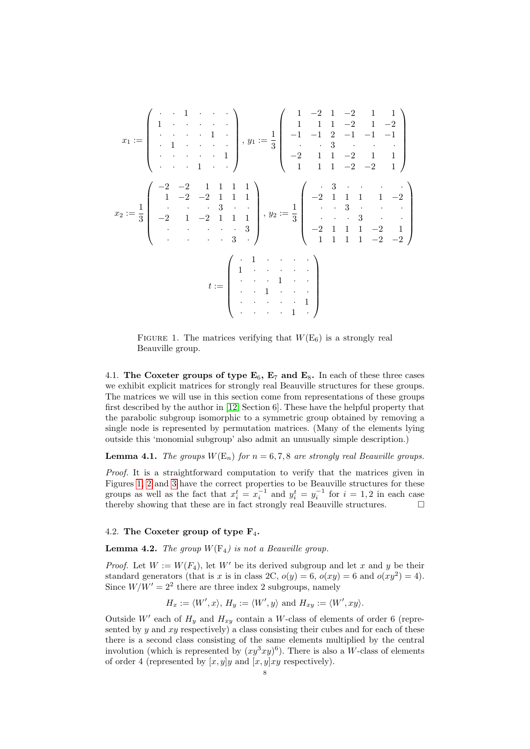$$x_1 := \begin{pmatrix} \cdot & \cdot & 1 & \cdot & \cdot & \cdot \\ 1 & \cdot & \cdot & \cdot & \cdot & \cdot \\ \cdot & \cdot & \cdot & \cdot & 1 & \cdot \\ \cdot & 1 & \cdot & \cdot & \cdot & \cdot \\ \cdot & \cdot & \cdot & \cdot & \cdot & 1 \\ \cdot & \cdot & \cdot & 1 & \cdot & \cdot \end{pmatrix}, \; y_1 := \frac{1}{3}\begin{pmatrix} 1 & -2 & 1 & -2 & 1 & 1 \\ 1 & 1 & 1 & -2 & 1 & -2 \\ -1 & -1 & 2 & -1 & -1 & -1 \\ \cdot & \cdot & 3 & \cdot & \cdot & \cdot \\ -2 & 1 & 1 & -2 & 1 & 1 \\ 1 & 1 & 1 & -2 & -2 & 1 \end{pmatrix}$$

$$x_2 := \frac{1}{3}\begin{pmatrix} -2 & -2 & 1 & 1 & 1 & 1 \\ 1 & -2 & -2 & 1 & 1 & 1 \\ \cdot & \cdot & \cdot & 3 & \cdot & \cdot \\ -2 & 1 & -2 & 1 & 1 & 1 \\ \cdot & \cdot & \cdot & \cdot & \cdot & 3 \\ \cdot & \cdot & \cdot & \cdot & 3 & \cdot \end{pmatrix}, \; y_2 := \frac{1}{3}\begin{pmatrix} \cdot & 3 & \cdot & \cdot & \cdot & \cdot \\ -2 & 1 & 1 & 1 & 1 & -2 \\ \cdot & \cdot & 3 & \cdot & \cdot & \cdot \\ \cdot & \cdot & \cdot & 3 & \cdot & \cdot \\ -2 & 1 & 1 & 1 & -2 & 1 \\ 1 & 1 & 1 & 1 & -2 & -2 \end{pmatrix}$$

$$t := \begin{pmatrix} \cdot & 1 & \cdot & \cdot & \cdot & \cdot \\ 1 & \cdot & \cdot & \cdot & \cdot & \cdot \\ \cdot & \cdot & \cdot & 1 & \cdot & \cdot \\ \cdot & \cdot & 1 & \cdot & \cdot & \cdot \\ \cdot & \cdot & \cdot & \cdot & \cdot & 1 \\ \cdot & \cdot & \cdot & \cdot & 1 & \cdot \end{pmatrix}$$

Figure 1. The matrices verifying that $W(\mathrm{E}_6)$ is a strongly real Beauville group.

### 4.1. The Coxeter groups of type $\mathbf{E}_6$, $\mathbf{E}_7$ and $\mathbf{E}_8$.

In each of these three cases we exhibit explicit matrices for strongly real Beauville structures for these groups. The matrices we will use in this section come from representations of these groups first described by the author in [12, Section 6]. These have the helpful property that the parabolic subgroup isomorphic to a symmetric group obtained by removing a single node is represented by permutation matrices. (Many of the elements lying outside this 'monomial subgroup' also admit an unusually simple description.)

**Lemma 4.1.** *The groups $W(\mathrm{E}_n)$ for $n = 6, 7, 8$ are strongly real Beauville groups.*

*Proof.* It is a straightforward computation to verify that the matrices given in Figures 1, 2 and 3 have the correct properties to be Beauville structures for these groups as well as the fact that $x_i^t = x_i^{-1}$ and $y_i^t = y_i^{-1}$ for $i = 1, 2$ in each case thereby showing that these are in fact strongly real Beauville structures. □

### 4.2. The Coxeter group of type $\mathbf{F}_4$.

**Lemma 4.2.** *The group $W(\mathrm{F}_4)$ is not a Beauville group.*

*Proof.* Let $W := W(F_4)$, let $W'$ be its derived subgroup and let $x$ and $y$ be their standard generators (that is $x$ is in class 2C, $o(y) = 6$, $o(xy) = 6$ and $o(xy^2) = 4$). Since $W/W' = 2^2$ there are three index 2 subgroups, namely

$$H_x := \langle W', x\rangle, \; H_y := \langle W', y\rangle \text{ and } H_{xy} := \langle W', xy\rangle.$$

Outside $W'$ each of $H_y$ and $H_{xy}$ contain a $W$-class of elements of order 6 (represented by $y$ and $xy$ respectively) a class consisting their cubes and for each of these there is a second class consisting of the same elements multiplied by the central involution (which is represented by $(xy^3xy)^6$). There is also a $W$-class of elements of order 4 (represented by $[x, y]y$ and $[x, y]xy$ respectively).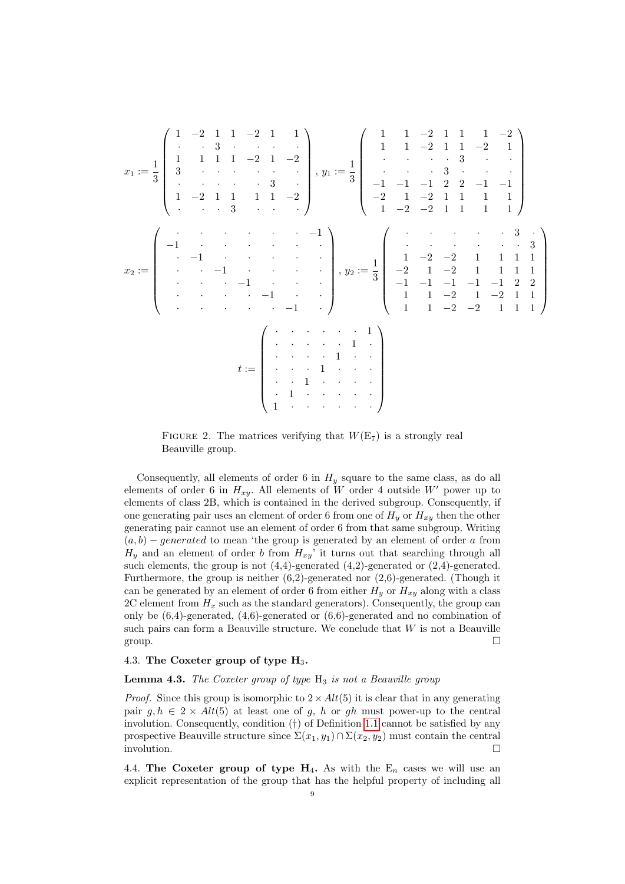$$x_1 := \frac{1}{3}\begin{pmatrix} 1 & -2 & 1 & 1 & -2 & 1 & 1 \\ \cdot & \cdot & 3 & \cdot & \cdot & \cdot & \cdot \\ 1 & 1 & 1 & 1 & -2 & 1 & -2 \\ 3 & \cdot & \cdot & \cdot & \cdot & \cdot & \cdot \\ \cdot & \cdot & \cdot & \cdot & \cdot & 3 & \cdot \\ 1 & -2 & 1 & 1 & 1 & 1 & -2 \\ \cdot & \cdot & \cdot & 3 & \cdot & \cdot & \cdot \end{pmatrix}, \ y_1 := \frac{1}{3}\begin{pmatrix} 1 & 1 & -2 & 1 & 1 & 1 & -2 \\ 1 & 1 & -2 & 1 & 1 & -2 & 1 \\ \cdot & \cdot & \cdot & \cdot & 3 & \cdot & \cdot \\ \cdot & \cdot & \cdot & 3 & \cdot & \cdot & \cdot \\ -1 & -1 & -1 & 2 & 2 & -1 & -1 \\ -2 & 1 & -2 & 1 & 1 & 1 & 1 \\ 1 & -2 & -2 & 1 & 1 & 1 & 1 \end{pmatrix}$$

$$x_2 := \begin{pmatrix} \cdot & \cdot & \cdot & \cdot & \cdot & \cdot & -1 \\ -1 & \cdot & \cdot & \cdot & \cdot & \cdot & \cdot \\ \cdot & -1 & \cdot & \cdot & \cdot & \cdot & \cdot \\ \cdot & \cdot & -1 & \cdot & \cdot & \cdot & \cdot \\ \cdot & \cdot & \cdot & -1 & \cdot & \cdot & \cdot \\ \cdot & \cdot & \cdot & \cdot & -1 & \cdot & \cdot \\ \cdot & \cdot & \cdot & \cdot & \cdot & -1 & \cdot \end{pmatrix}, \ y_2 := \frac{1}{3}\begin{pmatrix} \cdot & \cdot & \cdot & \cdot & \cdot & 3 & \cdot \\ \cdot & \cdot & \cdot & \cdot & \cdot & \cdot & 3 \\ 1 & -2 & -2 & 1 & 1 & 1 & 1 \\ -2 & 1 & -2 & 1 & 1 & 1 & 1 \\ -1 & -1 & -1 & -1 & -1 & 2 & 2 \\ 1 & 1 & -2 & 1 & -2 & 1 & 1 \\ 1 & 1 & -2 & -2 & 1 & 1 & 1 \end{pmatrix}$$

$$t := \begin{pmatrix} \cdot & \cdot & \cdot & \cdot & \cdot & \cdot & 1 \\ \cdot & \cdot & \cdot & \cdot & \cdot & 1 & \cdot \\ \cdot & \cdot & \cdot & \cdot & 1 & \cdot & \cdot \\ \cdot & \cdot & \cdot & 1 & \cdot & \cdot & \cdot \\ \cdot & \cdot & 1 & \cdot & \cdot & \cdot & \cdot \\ \cdot & 1 & \cdot & \cdot & \cdot & \cdot & \cdot \\ 1 & \cdot & \cdot & \cdot & \cdot & \cdot & \cdot \end{pmatrix}$$

Figure 2. The matrices verifying that $W(\mathrm{E}_7)$ is a strongly real Beauville group.

Consequently, all elements of order 6 in $H_y$ square to the same class, as do all elements of order 6 in $H_{xy}$. All elements of $W$ order 4 outside $W'$ power up to elements of class 2B, which is contained in the derived subgroup. Consequently, if one generating pair uses an element of order 6 from one of $H_y$ or $H_{xy}$ then the other generating pair cannot use an element of order 6 from that same subgroup. Writing $(a, b) - generated$ to mean 'the group is generated by an element of order $a$ from $H_y$ and an element of order $b$ from $H_{xy}$' it turns out that searching through all such elements, the group is not (4,4)-generated (4,2)-generated or (2,4)-generated. Furthermore, the group is neither (6,2)-generated nor (2,6)-generated. (Though it can be generated by an element of order 6 from either $H_y$ or $H_{xy}$ along with a class 2C element from $H_x$ such as the standard generators). Consequently, the group can only be (6,4)-generated, (4,6)-generated or (6,6)-generated and no combination of such pairs can form a Beauville structure. We conclude that $W$ is not a Beauville group. □

### 4.3. The Coxeter group of type $\mathrm{H}_3$.

**Lemma 4.3.** *The Coxeter group of type* $\mathrm{H}_3$ *is not a Beauville group*

*Proof.* Since this group is isomorphic to $2 \times Alt(5)$ it is clear that in any generating pair $g, h \in 2 \times Alt(5)$ at least one of $g$, $h$ or $gh$ must power-up to the central involution. Consequently, condition (†) of Definition 1.1 cannot be satisfied by any prospective Beauville structure since $\Sigma(x_1, y_1) \cap \Sigma(x_2, y_2)$ must contain the central involution. □

4.4. **The Coxeter group of type $\mathrm{H}_4$.** As with the $\mathrm{E}_n$ cases we will use an explicit representation of the group that has the helpful property of including all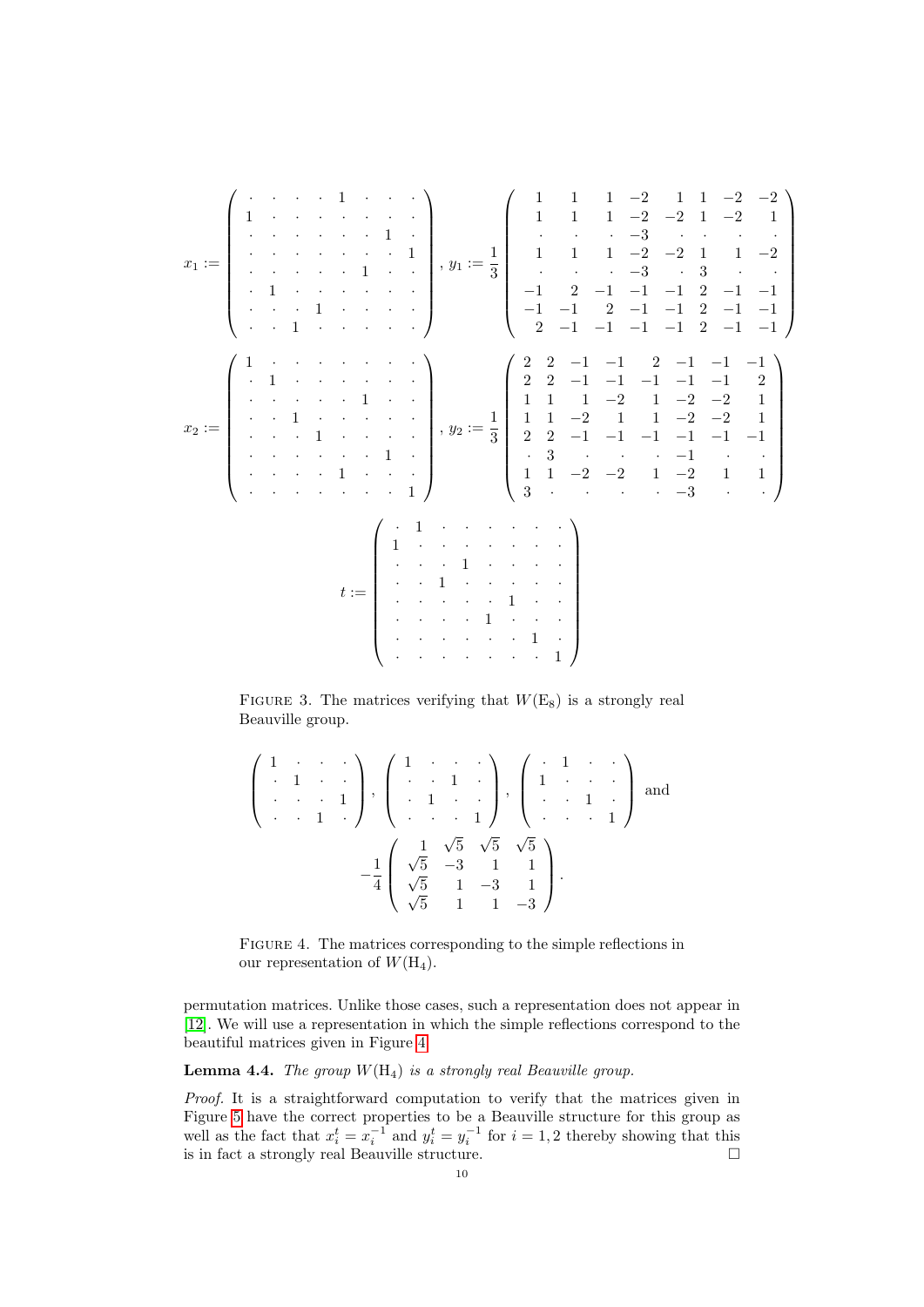$$x_1 := \begin{pmatrix} \cdot & \cdot & \cdot & \cdot & 1 & \cdot & \cdot & \cdot \\ 1 & \cdot & \cdot & \cdot & \cdot & \cdot & \cdot & \cdot \\ \cdot & \cdot & \cdot & \cdot & \cdot & \cdot & 1 & \cdot \\ \cdot & \cdot & \cdot & \cdot & \cdot & \cdot & \cdot & 1 \\ \cdot & \cdot & \cdot & \cdot & \cdot & 1 & \cdot & \cdot \\ \cdot & 1 & \cdot & \cdot & \cdot & \cdot & \cdot & \cdot \\ \cdot & \cdot & \cdot & 1 & \cdot & \cdot & \cdot & \cdot \\ \cdot & \cdot & 1 & \cdot & \cdot & \cdot & \cdot & \cdot \end{pmatrix}, \; y_1 := \frac{1}{3}\begin{pmatrix} 1 & 1 & 1 & -2 & 1 & 1 & -2 & -2 \\ 1 & 1 & 1 & -2 & -2 & 1 & -2 & 1 \\ \cdot & \cdot & \cdot & -3 & \cdot & \cdot & \cdot & \cdot \\ 1 & 1 & 1 & -2 & -2 & 1 & 1 & -2 \\ \cdot & \cdot & \cdot & -3 & \cdot & 3 & \cdot & \cdot \\ -1 & 2 & -1 & -1 & -1 & 2 & -1 & -1 \\ -1 & -1 & 2 & -1 & -1 & 2 & -1 & -1 \\ 2 & -1 & -1 & -1 & -1 & 2 & -1 & -1 \end{pmatrix}$$

$$x_2 := \begin{pmatrix} 1 & \cdot & \cdot & \cdot & \cdot & \cdot & \cdot & \cdot \\ \cdot & 1 & \cdot & \cdot & \cdot & \cdot & \cdot & \cdot \\ \cdot & \cdot & \cdot & \cdot & \cdot & 1 & \cdot & \cdot \\ \cdot & \cdot & 1 & \cdot & \cdot & \cdot & \cdot & \cdot \\ \cdot & \cdot & \cdot & 1 & \cdot & \cdot & \cdot & \cdot \\ \cdot & \cdot & \cdot & \cdot & \cdot & \cdot & 1 & \cdot \\ \cdot & \cdot & \cdot & \cdot & 1 & \cdot & \cdot & \cdot \\ \cdot & \cdot & \cdot & \cdot & \cdot & \cdot & \cdot & 1 \end{pmatrix}, \; y_2 := \frac{1}{3}\begin{pmatrix} 2 & 2 & -1 & -1 & 2 & -1 & -1 & -1 \\ 2 & 2 & -1 & -1 & -1 & -1 & -1 & 2 \\ 1 & 1 & 1 & -2 & 1 & -2 & -2 & 1 \\ 1 & 1 & -2 & 1 & 1 & -2 & -2 & 1 \\ 2 & 2 & -1 & -1 & -1 & -1 & -1 & -1 \\ \cdot & 3 & \cdot & \cdot & \cdot & -1 & \cdot & \cdot \\ 1 & 1 & -2 & -2 & 1 & -2 & 1 & 1 \\ 3 & \cdot & \cdot & \cdot & \cdot & -3 & \cdot & \cdot \end{pmatrix}$$

$$t := \begin{pmatrix} \cdot & 1 & \cdot & \cdot & \cdot & \cdot & \cdot & \cdot \\ 1 & \cdot & \cdot & \cdot & \cdot & \cdot & \cdot & \cdot \\ \cdot & \cdot & \cdot & 1 & \cdot & \cdot & \cdot & \cdot \\ \cdot & \cdot & 1 & \cdot & \cdot & \cdot & \cdot & \cdot \\ \cdot & \cdot & \cdot & \cdot & \cdot & 1 & \cdot & \cdot \\ \cdot & \cdot & \cdot & \cdot & 1 & \cdot & \cdot & \cdot \\ \cdot & \cdot & \cdot & \cdot & \cdot & \cdot & 1 & \cdot \\ \cdot & \cdot & \cdot & \cdot & \cdot & \cdot & \cdot & 1 \end{pmatrix}$$

Figure 3. The matrices verifying that $W(\mathrm{E}_8)$ is a strongly real Beauville group.

$$\begin{pmatrix} 1 & \cdot & \cdot & \cdot \\ \cdot & 1 & \cdot & \cdot \\ \cdot & \cdot & \cdot & 1 \\ \cdot & \cdot & 1 & \cdot \end{pmatrix}, \begin{pmatrix} 1 & \cdot & \cdot & \cdot \\ \cdot & \cdot & 1 & \cdot \\ \cdot & 1 & \cdot & \cdot \\ \cdot & \cdot & \cdot & 1 \end{pmatrix}, \begin{pmatrix} \cdot & 1 & \cdot & \cdot \\ 1 & \cdot & \cdot & \cdot \\ \cdot & \cdot & 1 & \cdot \\ \cdot & \cdot & \cdot & 1 \end{pmatrix} \text{ and}$$

$$-\frac{1}{4}\begin{pmatrix} 1 & \sqrt{5} & \sqrt{5} & \sqrt{5} \\ \sqrt{5} & -3 & 1 & 1 \\ \sqrt{5} & 1 & -3 & 1 \\ \sqrt{5} & 1 & 1 & -3 \end{pmatrix}.$$

Figure 4. The matrices corresponding to the simple reflections in our representation of $W(\mathrm{H}_4)$.

permutation matrices. Unlike those cases, such a representation does not appear in [12]. We will use a representation in which the simple reflections correspond to the beautiful matrices given in Figure 4.

**Lemma 4.4.** *The group $W(\mathrm{H}_4)$ is a strongly real Beauville group.*

*Proof.* It is a straightforward computation to verify that the matrices given in Figure 5 have the correct properties to be a Beauville structure for this group as well as the fact that $x_i^t = x_i^{-1}$ and $y_i^t = y_i^{-1}$ for $i = 1, 2$ thereby showing that this is in fact a strongly real Beauville structure. □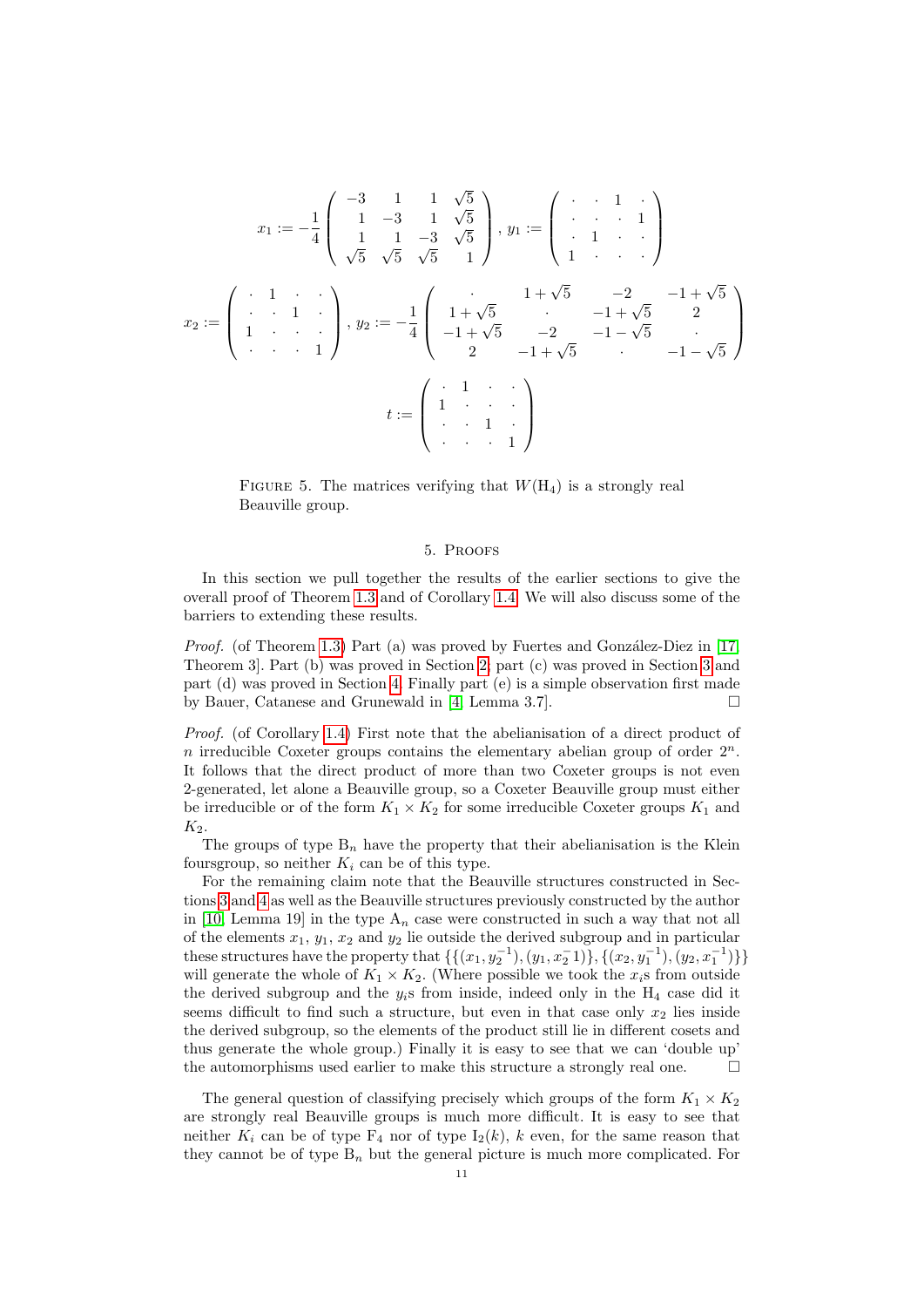$$x_1 := -\frac{1}{4}\begin{pmatrix} -3 & 1 & 1 & \sqrt{5} \\ 1 & -3 & 1 & \sqrt{5} \\ 1 & 1 & -3 & \sqrt{5} \\ \sqrt{5} & \sqrt{5} & \sqrt{5} & 1 \end{pmatrix},\ y_1 := \begin{pmatrix} \cdot & \cdot & 1 & \cdot \\ \cdot & \cdot & \cdot & 1 \\ \cdot & 1 & \cdot & \cdot \\ 1 & \cdot & \cdot & \cdot \end{pmatrix}$$

$$x_2 := \begin{pmatrix} \cdot & 1 & \cdot & \cdot \\ \cdot & \cdot & 1 & \cdot \\ 1 & \cdot & \cdot & \cdot \\ \cdot & \cdot & \cdot & 1 \end{pmatrix},\ y_2 := -\frac{1}{4}\begin{pmatrix} \cdot & 1+\sqrt{5} & -2 & -1+\sqrt{5} \\ 1+\sqrt{5} & \cdot & -1+\sqrt{5} & 2 \\ -1+\sqrt{5} & -2 & -1-\sqrt{5} & \cdot \\ 2 & -1+\sqrt{5} & \cdot & -1-\sqrt{5} \end{pmatrix}$$

$$t := \begin{pmatrix} \cdot & 1 & \cdot & \cdot \\ 1 & \cdot & \cdot & \cdot \\ \cdot & \cdot & 1 & \cdot \\ \cdot & \cdot & \cdot & 1 \end{pmatrix}$$

Figure 5. The matrices verifying that $W(\mathrm{H}_4)$ is a strongly real Beauville group.

## 5. Proofs

In this section we pull together the results of the earlier sections to give the overall proof of Theorem 1.3 and of Corollary 1.4. We will also discuss some of the barriers to extending these results.

*Proof.* (of Theorem 1.3) Part (a) was proved by Fuertes and González-Diez in [17, Theorem 3]. Part (b) was proved in Section 2, part (c) was proved in Section 3 and part (d) was proved in Section 4. Finally part (e) is a simple observation first made by Bauer, Catanese and Grunewald in [4, Lemma 3.7]. □

*Proof.* (of Corollary 1.4) First note that the abelianisation of a direct product of $n$ irreducible Coxeter groups contains the elementary abelian group of order $2^n$. It follows that the direct product of more than two Coxeter groups is not even 2-generated, let alone a Beauville group, so a Coxeter Beauville group must either be irreducible or of the form $K_1 \times K_2$ for some irreducible Coxeter groups $K_1$ and $K_2$.

The groups of type $\mathrm{B}_n$ have the property that their abelianisation is the Klein foursgroup, so neither $K_i$ can be of this type.

For the remaining claim note that the Beauville structures constructed in Sections 3 and 4 as well as the Beauville structures previously constructed by the author in [10, Lemma 19] in the type $\mathrm{A}_n$ case were constructed in such a way that not all of the elements $x_1$, $y_1$, $x_2$ and $y_2$ lie outside the derived subgroup and in particular these structures have the property that $\{\{(x_1, y_2^{-1}), (y_1, x_2^{-1})\}, \{(x_2, y_1^{-1}), (y_2, x_1^{-1})\}\}$ will generate the whole of $K_1 \times K_2$. (Where possible we took the $x_i$s from outside the derived subgroup and the $y_i$s from inside, indeed only in the $\mathrm{H}_4$ case did it seems difficult to find such a structure, but even in that case only $x_2$ lies inside the derived subgroup, so the elements of the product still lie in different cosets and thus generate the whole group.) Finally it is easy to see that we can 'double up' the automorphisms used earlier to make this structure a strongly real one. □

The general question of classifying precisely which groups of the form $K_1 \times K_2$ are strongly real Beauville groups is much more difficult. It is easy to see that neither $K_i$ can be of type $\mathrm{F}_4$ nor of type $\mathrm{I}_2(k)$, $k$ even, for the same reason that they cannot be of type $\mathrm{B}_n$ but the general picture is much more complicated. For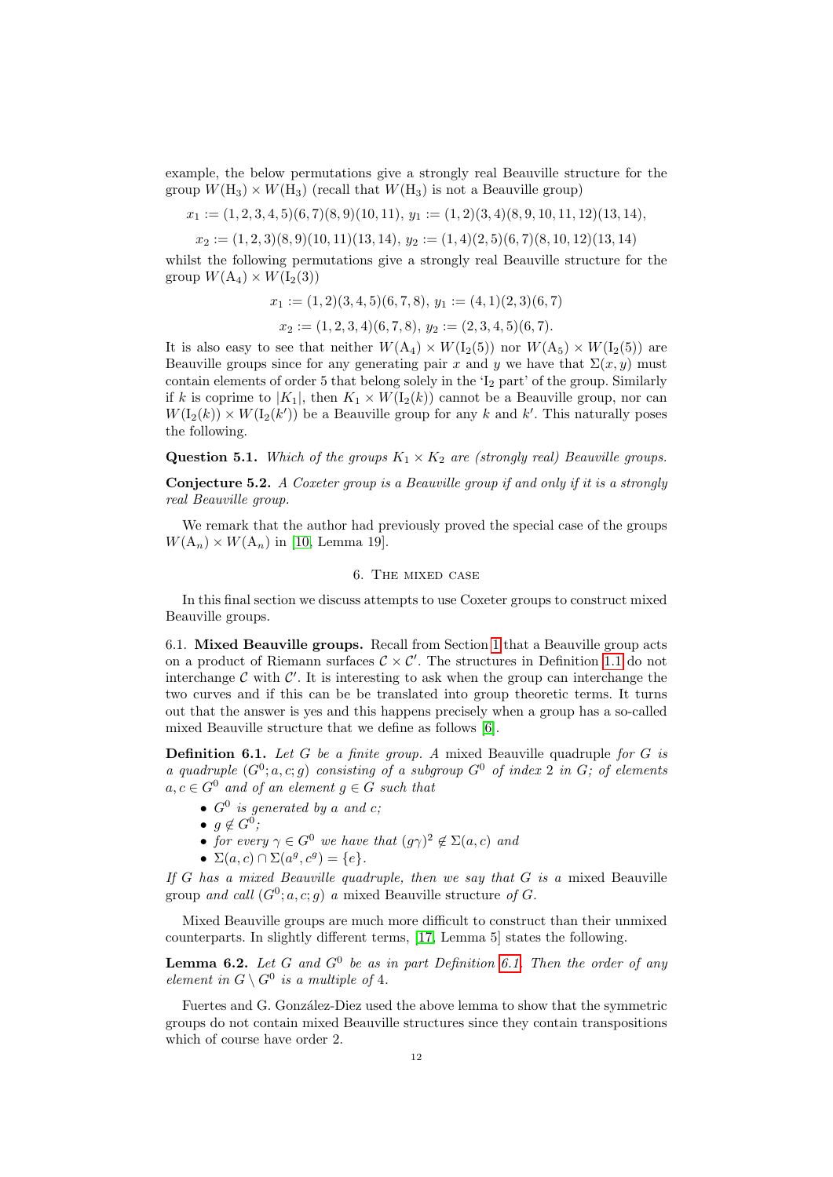example, the below permutations give a strongly real Beauville structure for the group $W(\mathrm{H}_3) \times W(\mathrm{H}_3)$ (recall that $W(\mathrm{H}_3)$ is not a Beauville group)

$$x_1 := (1,2,3,4,5)(6,7)(8,9)(10,11),\ y_1 := (1,2)(3,4)(8,9,10,11,12)(13,14),$$

$$x_2 := (1,2,3)(8,9)(10,11)(13,14),\ y_2 := (1,4)(2,5)(6,7)(8,10,12)(13,14)$$

whilst the following permutations give a strongly real Beauville structure for the group $W(\mathrm{A}_4) \times W(\mathrm{I}_2(3))$

$$x_1 := (1,2)(3,4,5)(6,7,8),\ y_1 := (4,1)(2,3)(6,7)$$

$$x_2 := (1,2,3,4)(6,7,8),\ y_2 := (2,3,4,5)(6,7).$$

It is also easy to see that neither $W(\mathrm{A}_4) \times W(\mathrm{I}_2(5))$ nor $W(\mathrm{A}_5) \times W(\mathrm{I}_2(5))$ are Beauville groups since for any generating pair $x$ and $y$ we have that $\Sigma(x,y)$ must contain elements of order 5 that belong solely in the '$\mathrm{I}_2$ part' of the group. Similarly if $k$ is coprime to $|K_1|$, then $K_1 \times W(\mathrm{I}_2(k))$ cannot be a Beauville group, nor can $W(\mathrm{I}_2(k)) \times W(\mathrm{I}_2(k'))$ be a Beauville group for any $k$ and $k'$. This naturally poses the following.

**Question 5.1.** *Which of the groups $K_1 \times K_2$ are (strongly real) Beauville groups.*

**Conjecture 5.2.** *A Coxeter group is a Beauville group if and only if it is a strongly real Beauville group.*

We remark that the author had previously proved the special case of the groups $W(\mathrm{A}_n) \times W(\mathrm{A}_n)$ in [10, Lemma 19].

## 6. The mixed case

In this final section we discuss attempts to use Coxeter groups to construct mixed Beauville groups.

### 6.1. Mixed Beauville groups.

Recall from Section 1 that a Beauville group acts on a product of Riemann surfaces $\mathcal{C} \times \mathcal{C}'$. The structures in Definition 1.1 do not interchange $\mathcal{C}$ with $\mathcal{C}'$. It is interesting to ask when the group can interchange the two curves and if this can be be translated into group theoretic terms. It turns out that the answer is yes and this happens precisely when a group has a so-called mixed Beauville structure that we define as follows [6].

**Definition 6.1.** *Let $G$ be a finite group. A* mixed Beauville quadruple *for $G$ is a quadruple $(G^0; a, c; g)$ consisting of a subgroup $G^0$ of index 2 in $G$; of elements $a, c \in G^0$ and of an element $g \in G$ such that*

- *$G^0$ is generated by $a$ and $c$;*
- *$g \notin G^0$;*
- *for every $\gamma \in G^0$ we have that $(g\gamma)^2 \notin \Sigma(a,c)$ and*
- *$\Sigma(a,c) \cap \Sigma(a^g, c^g) = \{e\}$.*

*If $G$ has a mixed Beauville quadruple, then we say that $G$ is a* mixed Beauville group *and call $(G^0; a, c; g)$ a* mixed Beauville structure *of $G$.*

Mixed Beauville groups are much more difficult to construct than their unmixed counterparts. In slightly different terms, [17, Lemma 5] states the following.

**Lemma 6.2.** *Let $G$ and $G^0$ be as in part Definition 6.1. Then the order of any element in $G \setminus G^0$ is a multiple of 4.*

Fuertes and G. González-Diez used the above lemma to show that the symmetric groups do not contain mixed Beauville structures since they contain transpositions which of course have order 2.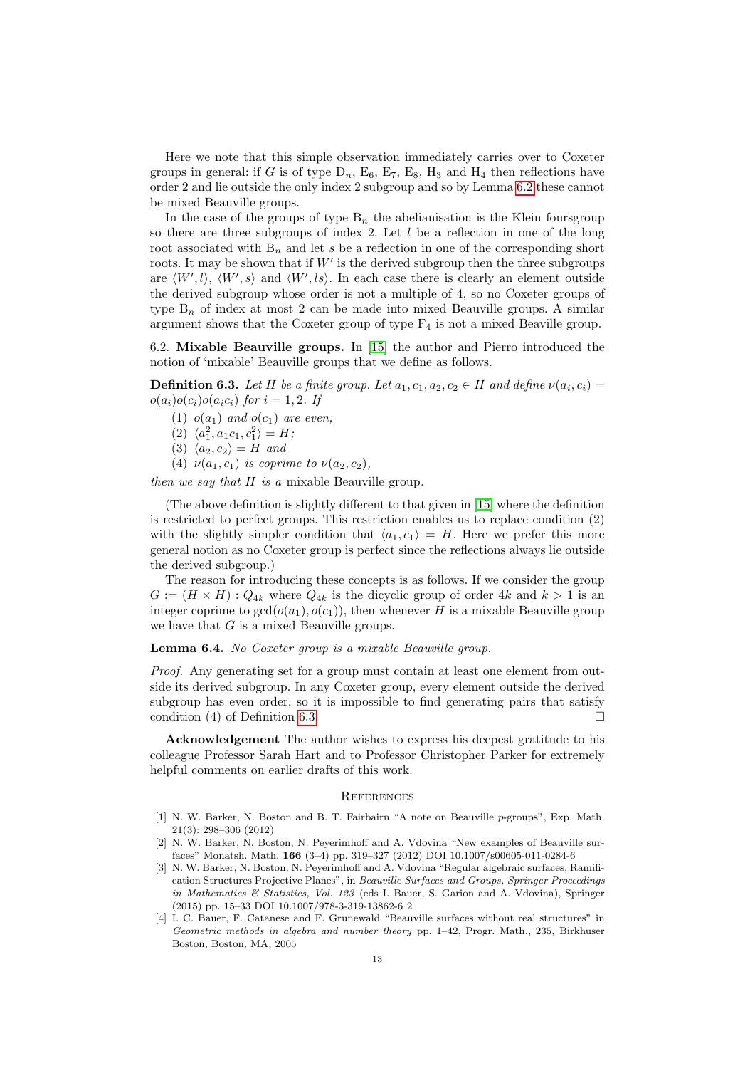Here we note that this simple observation immediately carries over to Coxeter groups in general: if $G$ is of type $\mathrm{D}_n$, $\mathrm{E}_6$, $\mathrm{E}_7$, $\mathrm{E}_8$, $\mathrm{H}_3$ and $\mathrm{H}_4$ then reflections have order 2 and lie outside the only index 2 subgroup and so by Lemma 6.2 these cannot be mixed Beauville groups.

In the case of the groups of type $\mathrm{B}_n$ the abelianisation is the Klein foursgroup so there are three subgroups of index 2. Let $l$ be a reflection in one of the long root associated with $\mathrm{B}_n$ and let $s$ be a reflection in one of the corresponding short roots. It may be shown that if $W'$ is the derived subgroup then the three subgroups are $\langle W', l\rangle$, $\langle W', s\rangle$ and $\langle W', ls\rangle$. In each case there is clearly an element outside the derived subgroup whose order is not a multiple of 4, so no Coxeter groups of type $\mathrm{B}_n$ of index at most 2 can be made into mixed Beauville groups. A similar argument shows that the Coxeter group of type $\mathrm{F}_4$ is not a mixed Beaville group.

6.2. **Mixable Beauville groups.** In [15] the author and Pierro introduced the notion of 'mixable' Beauville groups that we define as follows.

**Definition 6.3.** *Let $H$ be a finite group. Let $a_1, c_1, a_2, c_2 \in H$ and define $\nu(a_i, c_i) = o(a_i)o(c_i)o(a_ic_i)$ for $i = 1, 2$. If*

(1) *$o(a_1)$ and $o(c_1)$ are even;*
(2) *$\langle a_1^2, a_1c_1, c_1^2\rangle = H$;*
(3) *$\langle a_2, c_2\rangle = H$ and*
(4) *$\nu(a_1, c_1)$ is coprime to $\nu(a_2, c_2)$,*

*then we say that $H$ is a* mixable Beauville group.

(The above definition is slightly different to that given in [15] where the definition is restricted to perfect groups. This restriction enables us to replace condition (2) with the slightly simpler condition that $\langle a_1, c_1\rangle = H$. Here we prefer this more general notion as no Coxeter group is perfect since the reflections always lie outside the derived subgroup.)

The reason for introducing these concepts is as follows. If we consider the group $G := (H \times H) : Q_{4k}$ where $Q_{4k}$ is the dicyclic group of order $4k$ and $k > 1$ is an integer coprime to $\gcd(o(a_1), o(c_1))$, then whenever $H$ is a mixable Beauville group we have that $G$ is a mixed Beauville groups.

**Lemma 6.4.** *No Coxeter group is a mixable Beauville group.*

*Proof.* Any generating set for a group must contain at least one element from outside its derived subgroup. In any Coxeter group, every element outside the derived subgroup has even order, so it is impossible to find generating pairs that satisfy condition (4) of Definition 6.3. □

**Acknowledgement** The author wishes to express his deepest gratitude to his colleague Professor Sarah Hart and to Professor Christopher Parker for extremely helpful comments on earlier drafts of this work.

## References

[1] N. W. Barker, N. Boston and B. T. Fairbairn "A note on Beauville $p$-groups", Exp. Math. 21(3): 298–306 (2012)

[2] N. W. Barker, N. Boston, N. Peyerimhoff and A. Vdovina "New examples of Beauville surfaces" Monatsh. Math. **166** (3–4) pp. 319–327 (2012) DOI 10.1007/s00605-011-0284-6

[3] N. W. Barker, N. Boston, N. Peyerimhoff and A. Vdovina "Regular algebraic surfaces, Ramification Structures Projective Planes", in *Beauville Surfaces and Groups, Springer Proceedings in Mathematics & Statistics, Vol. 123* (eds I. Bauer, S. Garion and A. Vdovina), Springer (2015) pp. 15–33 DOI 10.1007/978-3-319-13862-6_2

[4] I. C. Bauer, F. Catanese and F. Grunewald "Beauville surfaces without real structures" in *Geometric methods in algebra and number theory* pp. 1–42, Progr. Math., 235, Birkhuser Boston, Boston, MA, 2005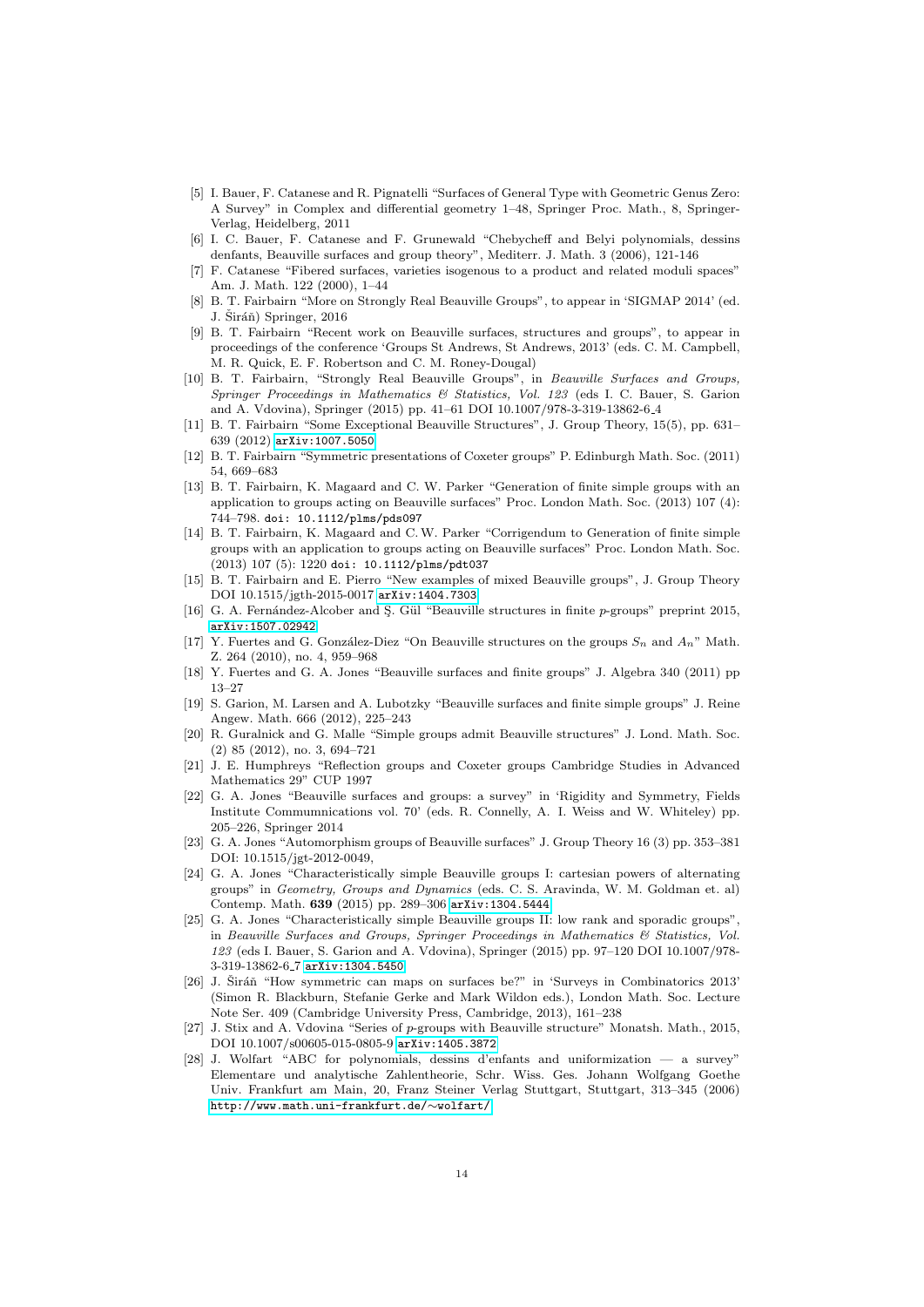[5] I. Bauer, F. Catanese and R. Pignatelli "Surfaces of General Type with Geometric Genus Zero: A Survey" in Complex and differential geometry 1–48, Springer Proc. Math., 8, Springer-Verlag, Heidelberg, 2011

[6] I. C. Bauer, F. Catanese and F. Grunewald "Chebycheff and Belyi polynomials, dessins denfants, Beauville surfaces and group theory", Mediterr. J. Math. 3 (2006), 121-146

[7] F. Catanese "Fibered surfaces, varieties isogenous to a product and related moduli spaces" Am. J. Math. 122 (2000), 1–44

[8] B. T. Fairbairn "More on Strongly Real Beauville Groups", to appear in 'SIGMAP 2014' (ed. J. Širáň) Springer, 2016

[9] B. T. Fairbairn "Recent work on Beauville surfaces, structures and groups", to appear in proceedings of the conference 'Groups St Andrews, St Andrews, 2013' (eds. C. M. Campbell, M. R. Quick, E. F. Robertson and C. M. Roney-Dougal)

[10] B. T. Fairbairn, "Strongly Real Beauville Groups", in *Beauville Surfaces and Groups, Springer Proceedings in Mathematics & Statistics, Vol. 123* (eds I. C. Bauer, S. Garion and A. Vdovina), Springer (2015) pp. 41–61 DOI 10.1007/978-3-319-13862-6_4

[11] B. T. Fairbairn "Some Exceptional Beauville Structures", J. Group Theory, 15(5), pp. 631–639 (2012) arXiv:1007.5050

[12] B. T. Fairbairn "Symmetric presentations of Coxeter groups" P. Edinburgh Math. Soc. (2011) 54, 669–683

[13] B. T. Fairbairn, K. Magaard and C. W. Parker "Generation of finite simple groups with an application to groups acting on Beauville surfaces" Proc. London Math. Soc. (2013) 107 (4): 744–798. doi: 10.1112/plms/pds097

[14] B. T. Fairbairn, K. Magaard and C. W. Parker "Corrigendum to Generation of finite simple groups with an application to groups acting on Beauville surfaces" Proc. London Math. Soc. (2013) 107 (5): 1220 doi: 10.1112/plms/pdt037

[15] B. T. Fairbairn and E. Pierro "New examples of mixed Beauville groups", J. Group Theory DOI 10.1515/jgth-2015-0017 arXiv:1404.7303

[16] G. A. Fernández-Alcober and Ş. Gül "Beauville structures in finite $p$-groups" preprint 2015, arXiv:1507.02942

[17] Y. Fuertes and G. González-Diez "On Beauville structures on the groups $S_n$ and $A_n$" Math. Z. 264 (2010), no. 4, 959–968

[18] Y. Fuertes and G. A. Jones "Beauville surfaces and finite groups" J. Algebra 340 (2011) pp 13–27

[19] S. Garion, M. Larsen and A. Lubotzky "Beauville surfaces and finite simple groups" J. Reine Angew. Math. 666 (2012), 225–243

[20] R. Guralnick and G. Malle "Simple groups admit Beauville structures" J. Lond. Math. Soc. (2) 85 (2012), no. 3, 694–721

[21] J. E. Humphreys "Reflection groups and Coxeter groups Cambridge Studies in Advanced Mathematics 29" CUP 1997

[22] G. A. Jones "Beauville surfaces and groups: a survey" in 'Rigidity and Symmetry, Fields Institute Commumnications vol. 70' (eds. R. Connelly, A. I. Weiss and W. Whiteley) pp. 205–226, Springer 2014

[23] G. A. Jones "Automorphism groups of Beauville surfaces" J. Group Theory 16 (3) pp. 353–381 DOI: 10.1515/jgt-2012-0049,

[24] G. A. Jones "Characteristically simple Beauville groups I: cartesian powers of alternating groups" in *Geometry, Groups and Dynamics* (eds. C. S. Aravinda, W. M. Goldman et. al) Contemp. Math. **639** (2015) pp. 289–306 arXiv:1304.5444

[25] G. A. Jones "Characteristically simple Beauville groups II: low rank and sporadic groups", in *Beauville Surfaces and Groups, Springer Proceedings in Mathematics & Statistics, Vol. 123* (eds I. Bauer, S. Garion and A. Vdovina), Springer (2015) pp. 97–120 DOI 10.1007/978-3-319-13862-6_7 arXiv:1304.5450

[26] J. Širáň "How symmetric can maps on surfaces be?" in 'Surveys in Combinatorics 2013' (Simon R. Blackburn, Stefanie Gerke and Mark Wildon eds.), London Math. Soc. Lecture Note Ser. 409 (Cambridge University Press, Cambridge, 2013), 161–238

[27] J. Stix and A. Vdovina "Series of $p$-groups with Beauville structure" Monatsh. Math., 2015, DOI 10.1007/s00605-015-0805-9 arXiv:1405.3872

[28] J. Wolfart "ABC for polynomials, dessins d'enfants and uniformization — a survey" Elementare und analytische Zahlentheorie, Schr. Wiss. Ges. Johann Wolfgang Goethe Univ. Frankfurt am Main, 20, Franz Steiner Verlag Stuttgart, Stuttgart, 313–345 (2006) http://www.math.uni-frankfurt.de/~wolfart/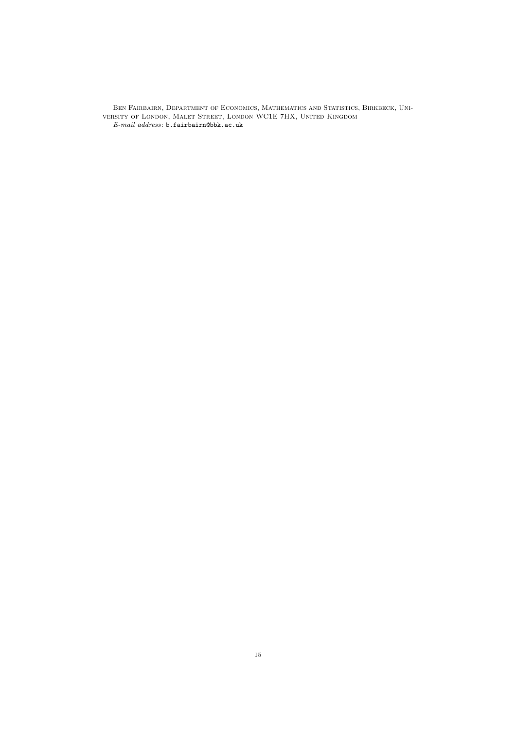Ben Fairbairn, Department of Economics, Mathematics and Statistics, Birkbeck, University of London, Malet Street, London WC1E 7HX, United Kingdom

*E-mail address*: b.fairbairn@bbk.ac.uk